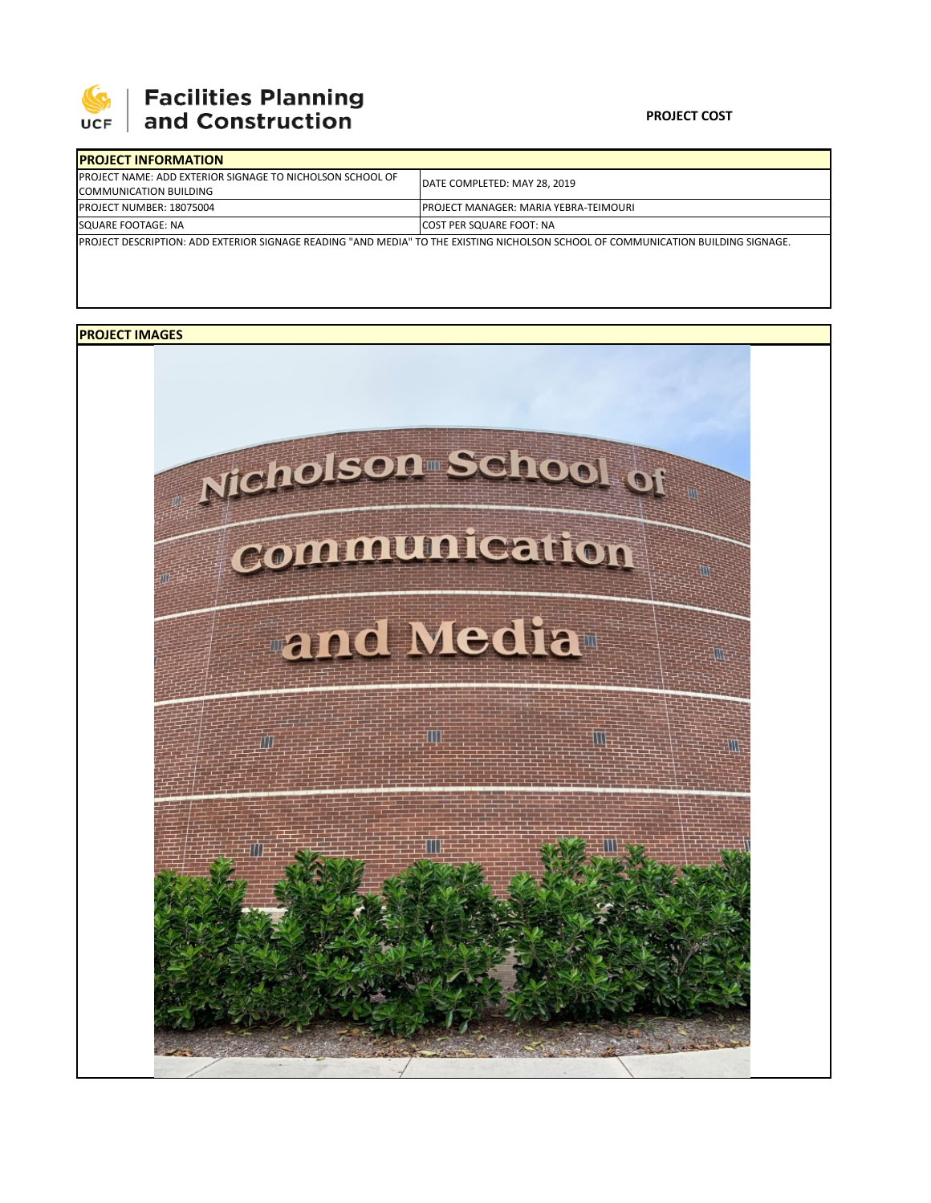Facilities Planning and Construction

**PROJECT COST**

| PROJECT INFORMATION | |
|---|---|
| PROJECT NAME: ADD EXTERIOR SIGNAGE TO NICHOLSON SCHOOL OF COMMUNICATION BUILDING | DATE COMPLETED: MAY 28, 2019 |
| PROJECT NUMBER: 18075004 | PROJECT MANAGER: MARIA YEBRA-TEIMOURI |
| SQUARE FOOTAGE: NA | COST PER SQUARE FOOT: NA |
| PROJECT DESCRIPTION: ADD EXTERIOR SIGNAGE READING "AND MEDIA" TO THE EXISTING NICHOLSON SCHOOL OF COMMUNICATION BUILDING SIGNAGE. | |

**PROJECT IMAGES**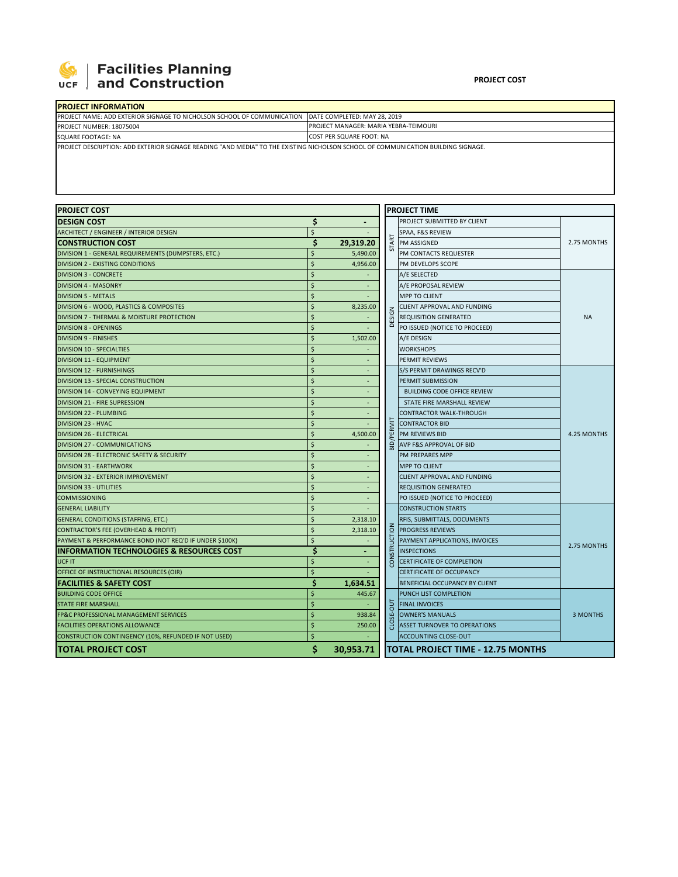# Facilities Planning and Construction

**PROJECT COST**

| PROJECT INFORMATION | |
|---|---|
| PROJECT NAME: ADD EXTERIOR SIGNAGE TO NICHOLSON SCHOOL OF COMMUNICATION | DATE COMPLETED: MAY 28, 2019 |
| PROJECT NUMBER: 18075004 | PROJECT MANAGER: MARIA YEBRA-TEIMOURI |
| SQUARE FOOTAGE: NA | COST PER SQUARE FOOT: NA |
| PROJECT DESCRIPTION: ADD EXTERIOR SIGNAGE READING "AND MEDIA" TO THE EXISTING NICHOLSON SCHOOL OF COMMUNICATION BUILDING SIGNAGE. | |

| PROJECT COST | |
|---|---|
| **DESIGN COST** | **$ -** |
| ARCHITECT / ENGINEER / INTERIOR DESIGN | $ - |
| **CONSTRUCTION COST** | **$ 29,319.20** |
| DIVISION 1 - GENERAL REQUIREMENTS (DUMPSTERS, ETC.) | $ 5,490.00 |
| DIVISION 2 - EXISTING CONDITIONS | $ 4,956.00 |
| DIVISION 3 - CONCRETE | $ - |
| DIVISION 4 - MASONRY | $ - |
| DIVISION 5 - METALS | $ - |
| DIVISION 6 - WOOD, PLASTICS & COMPOSITES | $ 8,235.00 |
| DIVISION 7 - THERMAL & MOISTURE PROTECTION | $ - |
| DIVISION 8 - OPENINGS | $ - |
| DIVISION 9 - FINISHES | $ 1,502.00 |
| DIVISION 10 - SPECIALTIES | $ - |
| DIVISION 11 - EQUIPMENT | $ - |
| DIVISION 12 - FURNISHINGS | $ - |
| DIVISION 13 - SPECIAL CONSTRUCTION | $ - |
| DIVISION 14 - CONVEYING EQUIPMENT | $ - |
| DIVISION 21 - FIRE SUPRESSION | $ - |
| DIVISION 22 - PLUMBING | $ - |
| DIVISION 23 - HVAC | $ - |
| DIVISION 26 - ELECTRICAL | $ 4,500.00 |
| DIVISION 27 - COMMUNICATIONS | $ - |
| DIVISION 28 - ELECTRONIC SAFETY & SECURITY | $ - |
| DIVISION 31 - EARTHWORK | $ - |
| DIVISION 32 - EXTERIOR IMPROVEMENT | $ - |
| DIVISION 33 - UTILITIES | $ - |
| COMMISSIONING | $ - |
| GENERAL LIABILITY | $ - |
| GENERAL CONDITIONS (STAFFING, ETC.) | $ 2,318.10 |
| CONTRACTOR'S FEE (OVERHEAD & PROFIT) | $ 2,318.10 |
| PAYMENT & PERFORMANCE BOND (NOT REQ'D IF UNDER $100K) | $ - |
| **INFORMATION TECHNOLOGIES & RESOURCES COST** | **$ -** |
| UCF IT | $ - |
| OFFICE OF INSTRUCTIONAL RESOURCES (OIR) | $ - |
| **FACILITIES & SAFETY COST** | **$ 1,634.51** |
| BUILDING CODE OFFICE | $ 445.67 |
| STATE FIRE MARSHALL | $ - |
| FP&C PROFESSIONAL MANAGEMENT SERVICES | $ 938.84 |
| FACILITIES OPERATIONS ALLOWANCE | $ 250.00 |
| CONSTRUCTION CONTINGENCY (10%, REFUNDED IF NOT USED) | $ - |
| **TOTAL PROJECT COST** | **$ 30,953.71** |

| PROJECT TIME | | |
|---|---|---|
| START | PROJECT SUBMITTED BY CLIENT | 2.75 MONTHS |
| | SPAA, F&S REVIEW | |
| | PM ASSIGNED | |
| | PM CONTACTS REQUESTER | |
| | PM DEVELOPS SCOPE | |
| DESIGN | A/E SELECTED | NA |
| | A/E PROPOSAL REVIEW | |
| | MPP TO CLIENT | |
| | CLIENT APPROVAL AND FUNDING | |
| | REQUISITION GENERATED | |
| | PO ISSUED (NOTICE TO PROCEED) | |
| | A/E DESIGN | |
| | WORKSHOPS | |
| | PERMIT REVIEWS | |
| BID/PERMIT | S/S PERMIT DRAWINGS RECV'D | 4.25 MONTHS |
| | PERMIT SUBMISSION | |
| | BUILDING CODE OFFICE REVIEW | |
| | STATE FIRE MARSHALL REVIEW | |
| | CONTRACTOR WALK-THROUGH | |
| | CONTRACTOR BID | |
| | PM REVIEWS BID | |
| | AVP F&S APPROVAL OF BID | |
| | PM PREPARES MPP | |
| | MPP TO CLIENT | |
| | CLIENT APPROVAL AND FUNDING | |
| | REQUISITION GENERATED | |
| | PO ISSUED (NOTICE TO PROCEED) | |
| CONSTRUCTION | CONSTRUCTION STARTS | 2.75 MONTHS |
| | RFIS, SUBMITTALS, DOCUMENTS | |
| | PROGRESS REVIEWS | |
| | PAYMENT APPLICATIONS, INVOICES | |
| | INSPECTIONS | |
| | CERTIFICATE OF COMPLETION | |
| | CERTIFICATE OF OCCUPANCY | |
| | BENEFICIAL OCCUPANCY BY CLIENT | |
| CLOSE-OUT | PUNCH LIST COMPLETION | 3 MONTHS |
| | FINAL INVOICES | |
| | OWNER'S MANUALS | |
| | ASSET TURNOVER TO OPERATIONS | |
| | ACCOUNTING CLOSE-OUT | |
| **TOTAL PROJECT TIME - 12.75 MONTHS** | | |